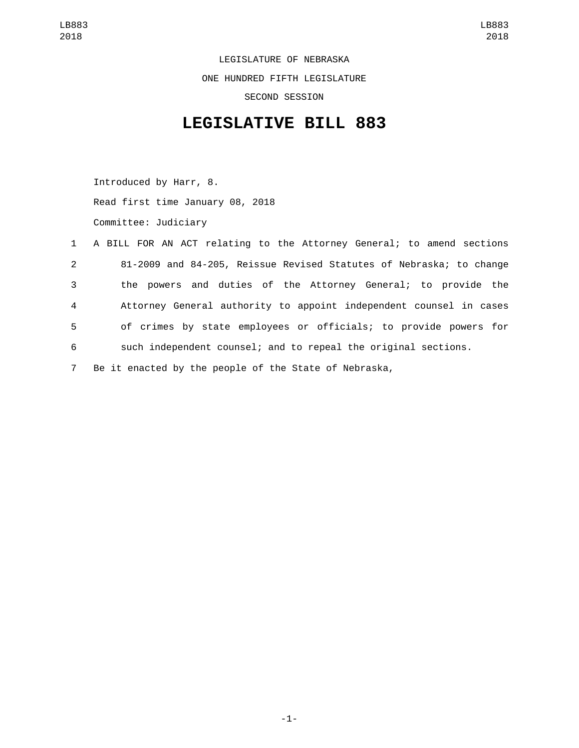LEGISLATURE OF NEBRASKA

ONE HUNDRED FIFTH LEGISLATURE

SECOND SESSION

# LEGISLATIVE BILL 883

Introduced by Harr, 8.

Read first time January 08, 2018

Committee: Judiciary

1 A BILL FOR AN ACT relating to the Attorney General; to amend sections
2 81-2009 and 84-205, Reissue Revised Statutes of Nebraska; to change
3 the powers and duties of the Attorney General; to provide the
4 Attorney General authority to appoint independent counsel in cases
5 of crimes by state employees or officials; to provide powers for
6 such independent counsel; and to repeal the original sections.
7 Be it enacted by the people of the State of Nebraska,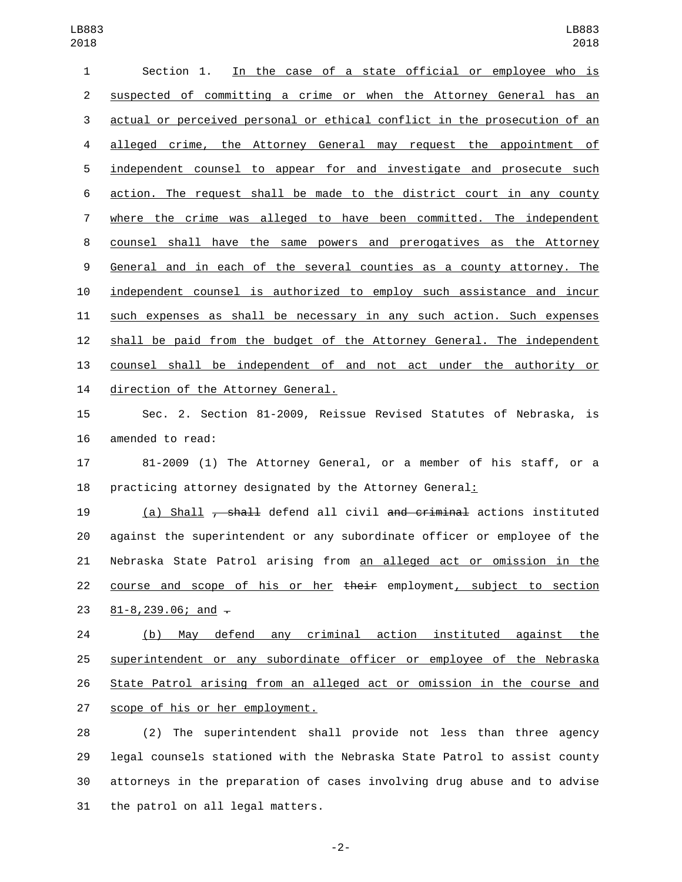Section 1. In the case of a state official or employee who is suspected of committing a crime or when the Attorney General has an actual or perceived personal or ethical conflict in the prosecution of an alleged crime, the Attorney General may request the appointment of independent counsel to appear for and investigate and prosecute such action. The request shall be made to the district court in any county where the crime was alleged to have been committed. The independent counsel shall have the same powers and prerogatives as the Attorney General and in each of the several counties as a county attorney. The independent counsel is authorized to employ such assistance and incur such expenses as shall be necessary in any such action. Such expenses shall be paid from the budget of the Attorney General. The independent counsel shall be independent of and not act under the authority or direction of the Attorney General.

Sec. 2. Section 81-2009, Reissue Revised Statutes of Nebraska, is amended to read:

81-2009 (1) The Attorney General, or a member of his staff, or a practicing attorney designated by the Attorney General:

(a) Shall ~~, shall~~ defend all civil ~~and criminal~~ actions instituted against the superintendent or any subordinate officer or employee of the Nebraska State Patrol arising from an alleged act or omission in the course and scope of his or her ~~their~~ employment, subject to section 81-8,239.06; and ~~.~~

(b) May defend any criminal action instituted against the superintendent or any subordinate officer or employee of the Nebraska State Patrol arising from an alleged act or omission in the course and scope of his or her employment.

(2) The superintendent shall provide not less than three agency legal counsels stationed with the Nebraska State Patrol to assist county attorneys in the preparation of cases involving drug abuse and to advise the patrol on all legal matters.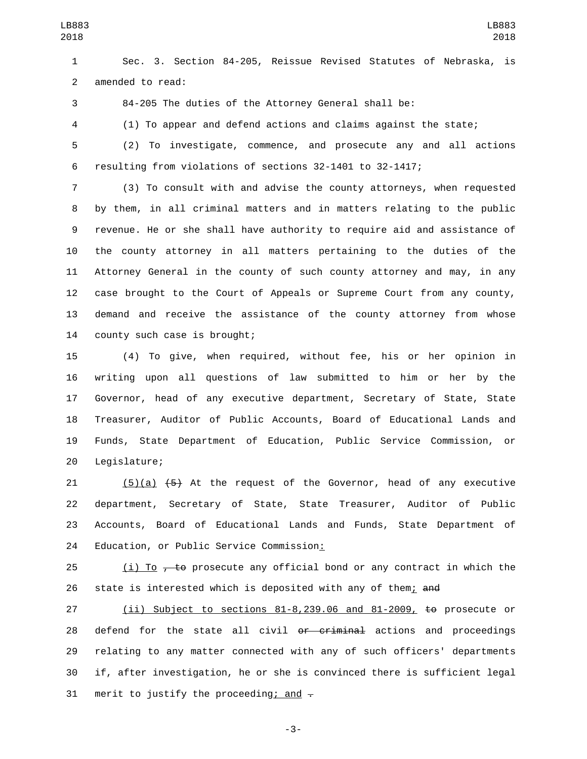Sec. 3. Section 84-205, Reissue Revised Statutes of Nebraska, is amended to read:

84-205 The duties of the Attorney General shall be:

(1) To appear and defend actions and claims against the state;

(2) To investigate, commence, and prosecute any and all actions resulting from violations of sections 32-1401 to 32-1417;

(3) To consult with and advise the county attorneys, when requested by them, in all criminal matters and in matters relating to the public revenue. He or she shall have authority to require aid and assistance of the county attorney in all matters pertaining to the duties of the Attorney General in the county of such county attorney and may, in any case brought to the Court of Appeals or Supreme Court from any county, demand and receive the assistance of the county attorney from whose county such case is brought;

(4) To give, when required, without fee, his or her opinion in writing upon all questions of law submitted to him or her by the Governor, head of any executive department, Secretary of State, State Treasurer, Auditor of Public Accounts, Board of Educational Lands and Funds, State Department of Education, Public Service Commission, or Legislature;

<u>(5)(a)</u> ~~(5)~~ At the request of the Governor, head of any executive department, Secretary of State, State Treasurer, Auditor of Public Accounts, Board of Educational Lands and Funds, State Department of Education, or Public Service Commission<u>:</u>

<u>(i) To</u> ~~, to~~ prosecute any official bond or any contract in which the state is interested which is deposited with any of them<u>;</u> ~~and~~

<u>(ii) Subject to sections 81-8,239.06 and 81-2009,</u> ~~to~~ prosecute or defend for the state all civil ~~or criminal~~ actions and proceedings relating to any matter connected with any of such officers' departments if, after investigation, he or she is convinced there is sufficient legal merit to justify the proceeding<u>; and</u> ~~.~~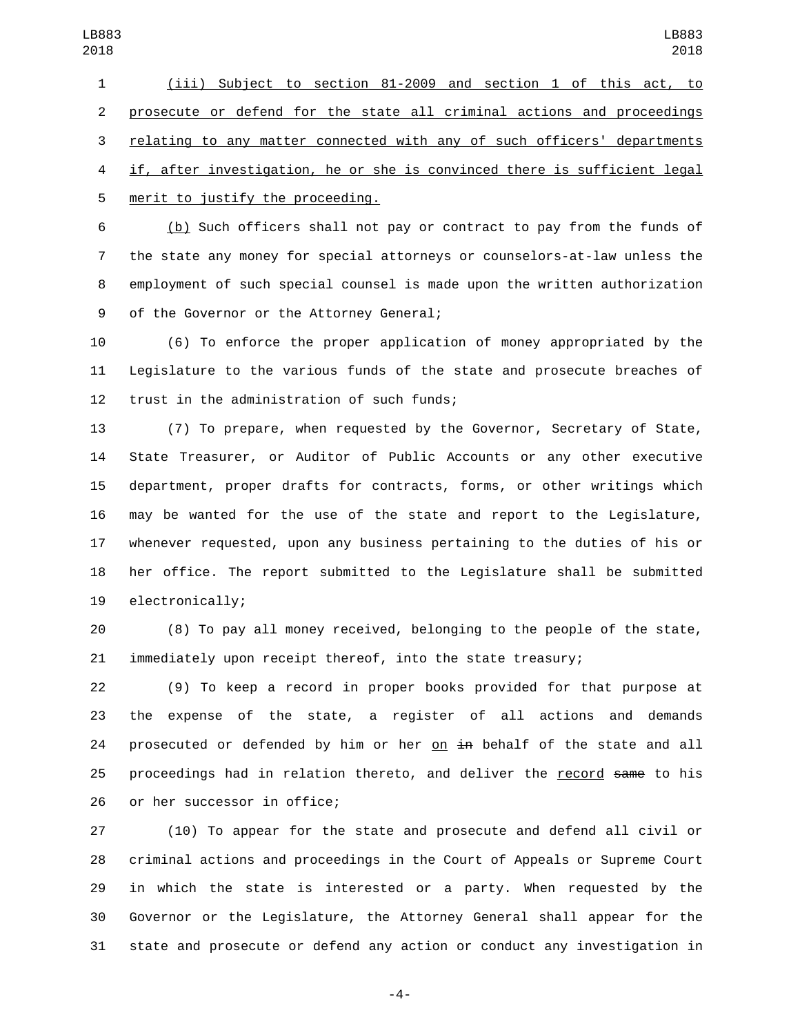(iii) Subject to section 81-2009 and section 1 of this act, to prosecute or defend for the state all criminal actions and proceedings relating to any matter connected with any of such officers' departments if, after investigation, he or she is convinced there is sufficient legal merit to justify the proceeding.

(b) Such officers shall not pay or contract to pay from the funds of the state any money for special attorneys or counselors-at-law unless the employment of such special counsel is made upon the written authorization of the Governor or the Attorney General;

(6) To enforce the proper application of money appropriated by the Legislature to the various funds of the state and prosecute breaches of trust in the administration of such funds;

(7) To prepare, when requested by the Governor, Secretary of State, State Treasurer, or Auditor of Public Accounts or any other executive department, proper drafts for contracts, forms, or other writings which may be wanted for the use of the state and report to the Legislature, whenever requested, upon any business pertaining to the duties of his or her office. The report submitted to the Legislature shall be submitted electronically;

(8) To pay all money received, belonging to the people of the state, immediately upon receipt thereof, into the state treasury;

(9) To keep a record in proper books provided for that purpose at the expense of the state, a register of all actions and demands prosecuted or defended by him or her on ~~in~~ behalf of the state and all proceedings had in relation thereto, and deliver the record ~~same~~ to his or her successor in office;

(10) To appear for the state and prosecute and defend all civil or criminal actions and proceedings in the Court of Appeals or Supreme Court in which the state is interested or a party. When requested by the Governor or the Legislature, the Attorney General shall appear for the state and prosecute or defend any action or conduct any investigation in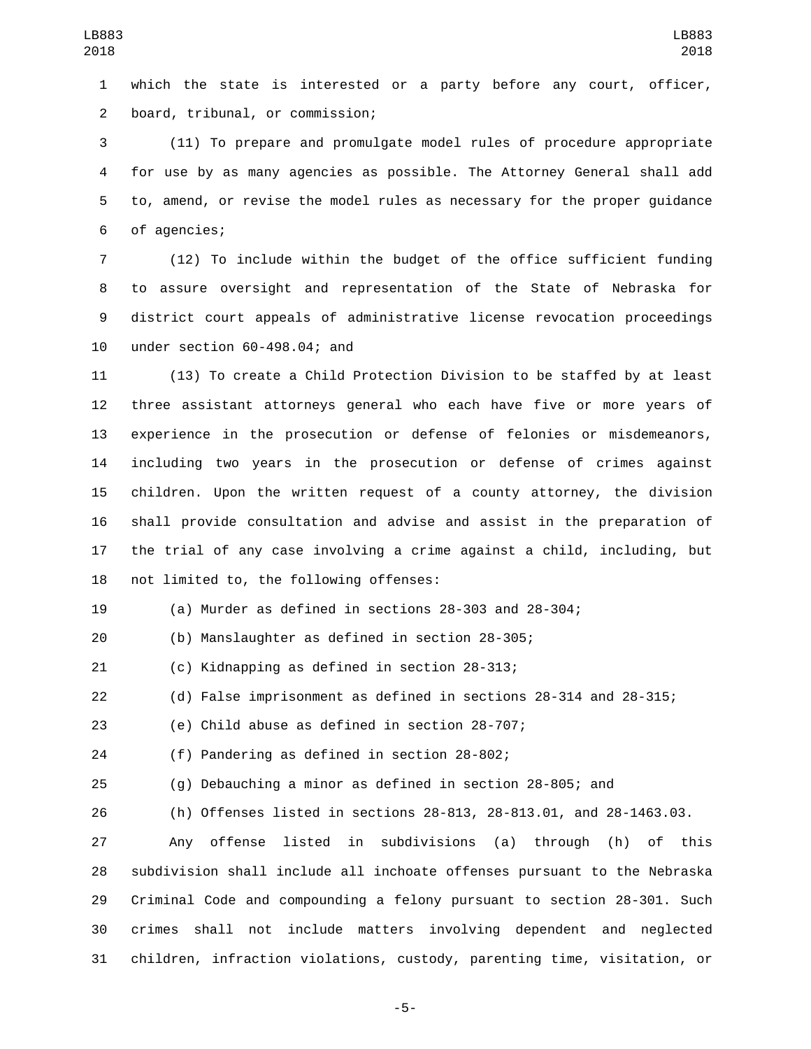which the state is interested or a party before any court, officer, board, tribunal, or commission;

(11) To prepare and promulgate model rules of procedure appropriate for use by as many agencies as possible. The Attorney General shall add to, amend, or revise the model rules as necessary for the proper guidance of agencies;

(12) To include within the budget of the office sufficient funding to assure oversight and representation of the State of Nebraska for district court appeals of administrative license revocation proceedings under section 60-498.04; and

(13) To create a Child Protection Division to be staffed by at least three assistant attorneys general who each have five or more years of experience in the prosecution or defense of felonies or misdemeanors, including two years in the prosecution or defense of crimes against children. Upon the written request of a county attorney, the division shall provide consultation and advise and assist in the preparation of the trial of any case involving a crime against a child, including, but not limited to, the following offenses:

(a) Murder as defined in sections 28-303 and 28-304;

(b) Manslaughter as defined in section 28-305;

(c) Kidnapping as defined in section 28-313;

(d) False imprisonment as defined in sections 28-314 and 28-315;

(e) Child abuse as defined in section 28-707;

(f) Pandering as defined in section 28-802;

(g) Debauching a minor as defined in section 28-805; and

(h) Offenses listed in sections 28-813, 28-813.01, and 28-1463.03.

Any offense listed in subdivisions (a) through (h) of this subdivision shall include all inchoate offenses pursuant to the Nebraska Criminal Code and compounding a felony pursuant to section 28-301. Such crimes shall not include matters involving dependent and neglected children, infraction violations, custody, parenting time, visitation, or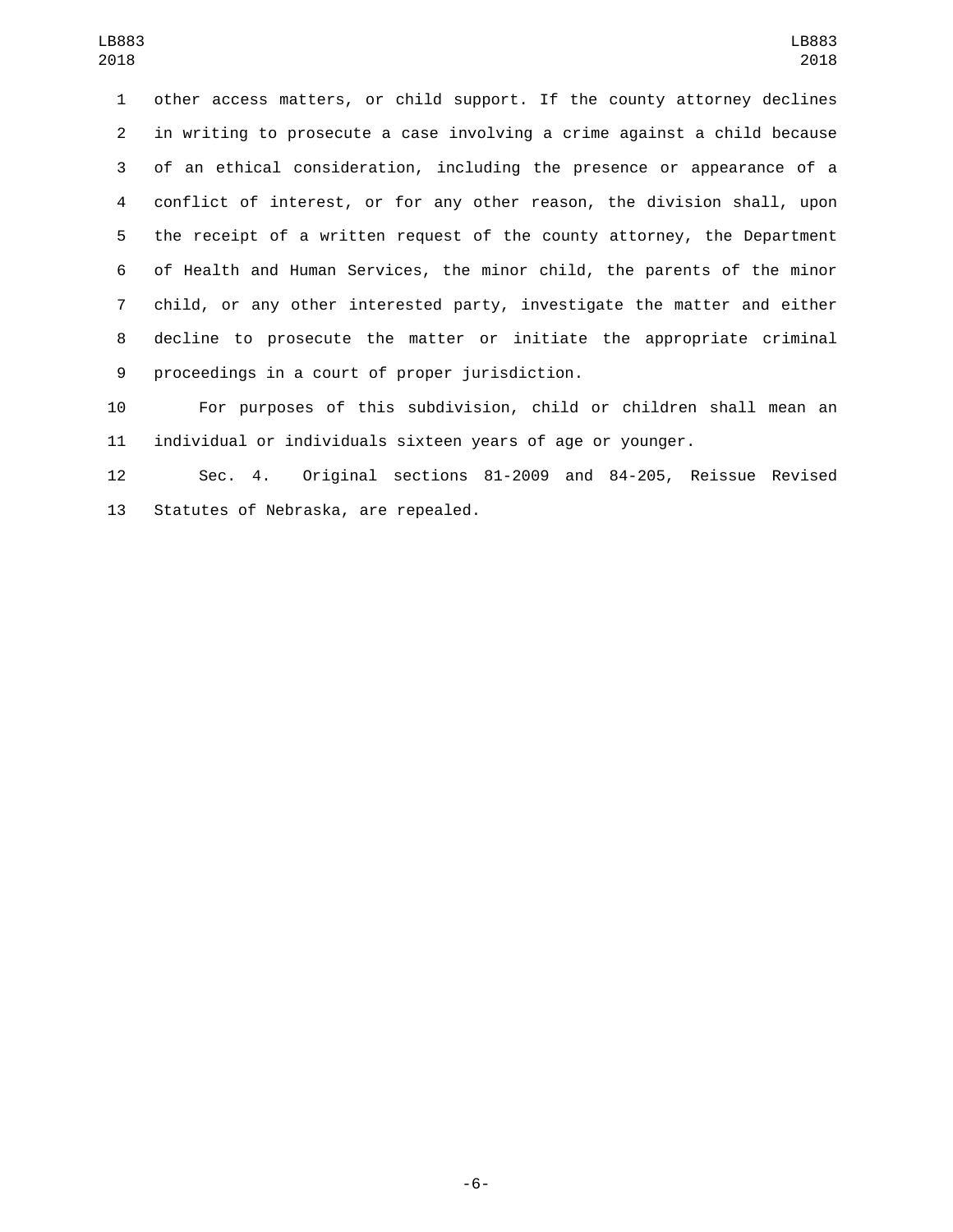other access matters, or child support. If the county attorney declines in writing to prosecute a case involving a crime against a child because of an ethical consideration, including the presence or appearance of a conflict of interest, or for any other reason, the division shall, upon the receipt of a written request of the county attorney, the Department of Health and Human Services, the minor child, the parents of the minor child, or any other interested party, investigate the matter and either decline to prosecute the matter or initiate the appropriate criminal proceedings in a court of proper jurisdiction.

For purposes of this subdivision, child or children shall mean an individual or individuals sixteen years of age or younger.

Sec. 4. Original sections 81-2009 and 84-205, Reissue Revised Statutes of Nebraska, are repealed.